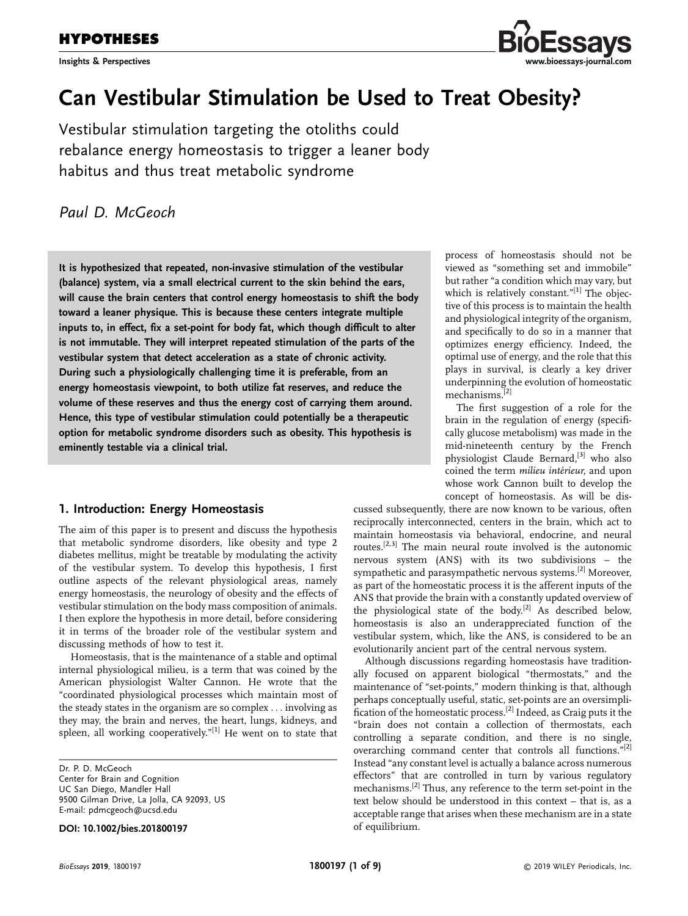**HYPOTHESES**

Insights & Perspectives

# Can Vestibular Stimulation be Used to Treat Obesity?

Vestibular stimulation targeting the otoliths could rebalance energy homeostasis to trigger a leaner body habitus and thus treat metabolic syndrome

*Paul D. McGeoch*

**It is hypothesized that repeated, non-invasive stimulation of the vestibular (balance) system, via a small electrical current to the skin behind the ears, will cause the brain centers that control energy homeostasis to shift the body toward a leaner physique. This is because these centers integrate multiple inputs to, in effect, fix a set-point for body fat, which though difficult to alter is not immutable. They will interpret repeated stimulation of the parts of the vestibular system that detect acceleration as a state of chronic activity. During such a physiologically challenging time it is preferable, from an energy homeostasis viewpoint, to both utilize fat reserves, and reduce the volume of these reserves and thus the energy cost of carrying them around. Hence, this type of vestibular stimulation could potentially be a therapeutic option for metabolic syndrome disorders such as obesity. This hypothesis is eminently testable via a clinical trial.**

## 1. Introduction: Energy Homeostasis

The aim of this paper is to present and discuss the hypothesis that metabolic syndrome disorders, like obesity and type 2 diabetes mellitus, might be treatable by modulating the activity of the vestibular system. To develop this hypothesis, I first outline aspects of the relevant physiological areas, namely energy homeostasis, the neurology of obesity and the effects of vestibular stimulation on the body mass composition of animals. I then explore the hypothesis in more detail, before considering it in terms of the broader role of the vestibular system and discussing methods of how to test it.

Homeostasis, that is the maintenance of a stable and optimal internal physiological milieu, is a term that was coined by the American physiologist Walter Cannon. He wrote that the "coordinated physiological processes which maintain most of the steady states in the organism are so complex . . . involving as they may, the brain and nerves, the heart, lungs, kidneys, and spleen, all working cooperatively."[1] He went on to state that process of homeostasis should not be viewed as "something set and immobile" but rather "a condition which may vary, but which is relatively constant."[1] The objective of this process is to maintain the health and physiological integrity of the organism, and specifically to do so in a manner that optimizes energy efficiency. Indeed, the optimal use of energy, and the role that this plays in survival, is clearly a key driver underpinning the evolution of homeostatic mechanisms.[2]

The first suggestion of a role for the brain in the regulation of energy (specifically glucose metabolism) was made in the mid-nineteenth century by the French physiologist Claude Bernard,[3] who also coined the term *milieu intérieur*, and upon whose work Cannon built to develop the concept of homeostasis. As will be discussed subsequently, there are now known to be various, often reciprocally interconnected, centers in the brain, which act to maintain homeostasis via behavioral, endocrine, and neural routes.[2,3] The main neural route involved is the autonomic nervous system (ANS) with its two subdivisions – the sympathetic and parasympathetic nervous systems.[2] Moreover, as part of the homeostatic process it is the afferent inputs of the ANS that provide the brain with a constantly updated overview of the physiological state of the body.[2] As described below, homeostasis is also an underappreciated function of the vestibular system, which, like the ANS, is considered to be an evolutionarily ancient part of the central nervous system.

Although discussions regarding homeostasis have traditionally focused on apparent biological "thermostats," and the maintenance of "set-points," modern thinking is that, although perhaps conceptually useful, static, set-points are an oversimplification of the homeostatic process.[2] Indeed, as Craig puts it the "brain does not contain a collection of thermostats, each controlling a separate condition, and there is no single, overarching command center that controls all functions."[2] Instead "any constant level is actually a balance across numerous effectors" that are controlled in turn by various regulatory mechanisms.[2] Thus, any reference to the term set-point in the text below should be understood in this context – that is, as a acceptable range that arises when these mechanism are in a state of equilibrium.

Dr. P. D. McGeoch
Center for Brain and Cognition
UC San Diego, Mandler Hall
9500 Gilman Drive, La Jolla, CA 92093, US
E-mail: pdmcgeoch@ucsd.edu

**DOI: 10.1002/bies.201800197**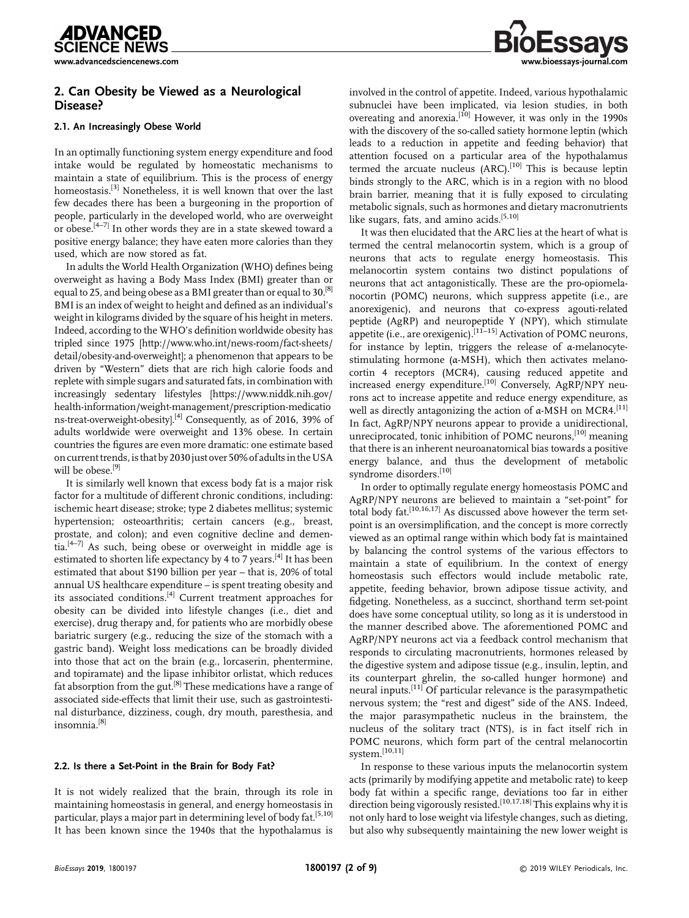## 2. Can Obesity be Viewed as a Neurological Disease?

### 2.1. An Increasingly Obese World

In an optimally functioning system energy expenditure and food intake would be regulated by homeostatic mechanisms to maintain a state of equilibrium. This is the process of energy homeostasis.[3] Nonetheless, it is well known that over the last few decades there has been a burgeoning in the proportion of people, particularly in the developed world, who are overweight or obese.[4–7] In other words they are in a state skewed toward a positive energy balance; they have eaten more calories than they used, which are now stored as fat.

In adults the World Health Organization (WHO) defines being overweight as having a Body Mass Index (BMI) greater than or equal to 25, and being obese as a BMI greater than or equal to 30.[8] BMI is an index of weight to height and defined as an individual's weight in kilograms divided by the square of his height in meters. Indeed, according to the WHO's definition worldwide obesity has tripled since 1975 [http://www.who.int/news-room/fact-sheets/detail/obesity-and-overweight]; a phenomenon that appears to be driven by "Western" diets that are rich high calorie foods and replete with simple sugars and saturated fats, in combination with increasingly sedentary lifestyles [https://www.niddk.nih.gov/health-information/weight-management/prescription-medications-treat-overweight-obesity].[4] Consequently, as of 2016, 39% of adults worldwide were overweight and 13% obese. In certain countries the figures are even more dramatic: one estimate based on current trends, is that by 2030 just over 50% of adults in the USA will be obese.[9]

It is similarly well known that excess body fat is a major risk factor for a multitude of different chronic conditions, including: ischemic heart disease; stroke; type 2 diabetes mellitus; systemic hypertension; osteoarthritis; certain cancers (e.g., breast, prostate, and colon); and even cognitive decline and dementia.[4–7] As such, being obese or overweight in middle age is estimated to shorten life expectancy by 4 to 7 years.[4] It has been estimated that about $190 billion per year – that is, 20% of total annual US healthcare expenditure – is spent treating obesity and its associated conditions.[4] Current treatment approaches for obesity can be divided into lifestyle changes (i.e., diet and exercise), drug therapy and, for patients who are morbidly obese bariatric surgery (e.g., reducing the size of the stomach with a gastric band). Weight loss medications can be broadly divided into those that act on the brain (e.g., lorcaserin, phentermine, and topiramate) and the lipase inhibitor orlistat, which reduces fat absorption from the gut.[8] These medications have a range of associated side-effects that limit their use, such as gastrointestinal disturbance, dizziness, cough, dry mouth, paresthesia, and insomnia.[8]

### 2.2. Is there a Set-Point in the Brain for Body Fat?

It is not widely realized that the brain, through its role in maintaining homeostasis in general, and energy homeostasis in particular, plays a major part in determining level of body fat.[5,10] It has been known since the 1940s that the hypothalamus is involved in the control of appetite. Indeed, various hypothalamic subnuclei have been implicated, via lesion studies, in both overeating and anorexia.[10] However, it was only in the 1990s with the discovery of the so-called satiety hormone leptin (which leads to a reduction in appetite and feeding behavior) that attention focused on a particular area of the hypothalamus termed the arcuate nucleus (ARC).[10] This is because leptin binds strongly to the ARC, which is in a region with no blood brain barrier, meaning that it is fully exposed to circulating metabolic signals, such as hormones and dietary macronutrients like sugars, fats, and amino acids.[5,10]

It was then elucidated that the ARC lies at the heart of what is termed the central melanocortin system, which is a group of neurons that acts to regulate energy homeostasis. This melanocortin system contains two distinct populations of neurons that act antagonistically. These are the pro-opiomelanocortin (POMC) neurons, which suppress appetite (i.e., are anorexigenic), and neurons that co-express agouti-related peptide (AgRP) and neuropeptide Y (NPY), which stimulate appetite (i.e., are orexigenic).[11–15] Activation of POMC neurons, for instance by leptin, triggers the release of α-melanocyte-stimulating hormone (α-MSH), which then activates melanocortin 4 receptors (MCR4), causing reduced appetite and increased energy expenditure.[10] Conversely, AgRP/NPY neurons act to increase appetite and reduce energy expenditure, as well as directly antagonizing the action of α-MSH on MCR4.[11] In fact, AgRP/NPY neurons appear to provide a unidirectional, unreciprocated, tonic inhibition of POMC neurons,[10] meaning that there is an inherent neuroanatomical bias towards a positive energy balance, and thus the development of metabolic syndrome disorders.[10]

In order to optimally regulate energy homeostasis POMC and AgRP/NPY neurons are believed to maintain a "set-point" for total body fat.[10,16,17] As discussed above however the term set-point is an oversimplification, and the concept is more correctly viewed as an optimal range within which body fat is maintained by balancing the control systems of the various effectors to maintain a state of equilibrium. In the context of energy homeostasis such effectors would include metabolic rate, appetite, feeding behavior, brown adipose tissue activity, and fidgeting. Nonetheless, as a succinct, shorthand term set-point does have some conceptual utility, so long as it is understood in the manner described above. The aforementioned POMC and AgRP/NPY neurons act via a feedback control mechanism that responds to circulating macronutrients, hormones released by the digestive system and adipose tissue (e.g., insulin, leptin, and its counterpart ghrelin, the so-called hunger hormone) and neural inputs.[11] Of particular relevance is the parasympathetic nervous system; the "rest and digest" side of the ANS. Indeed, the major parasympathetic nucleus in the brainstem, the nucleus of the solitary tract (NTS), is in fact itself rich in POMC neurons, which form part of the central melanocortin system.[10,11]

In response to these various inputs the melanocortin system acts (primarily by modifying appetite and metabolic rate) to keep body fat within a specific range, deviations too far in either direction being vigorously resisted.[10,17,18] This explains why it is not only hard to lose weight via lifestyle changes, such as dieting, but also why subsequently maintaining the new lower weight is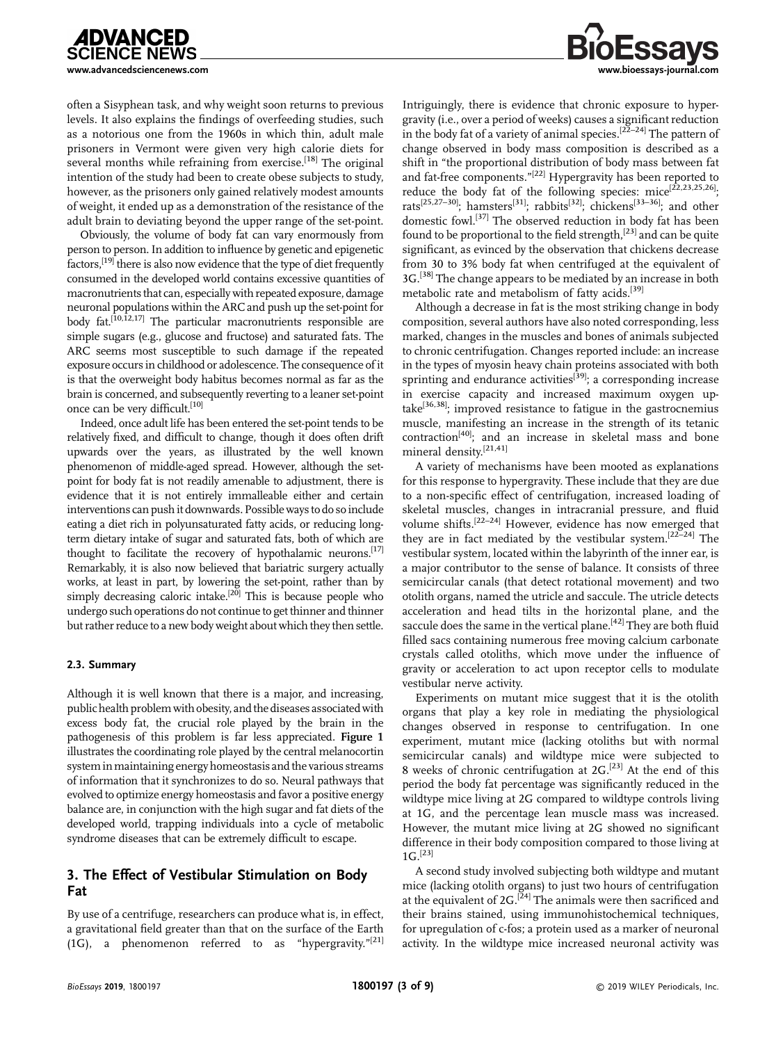often a Sisyphean task, and why weight soon returns to previous levels. It also explains the findings of overfeeding studies, such as a notorious one from the 1960s in which thin, adult male prisoners in Vermont were given very high calorie diets for several months while refraining from exercise.[18] The original intention of the study had been to create obese subjects to study, however, as the prisoners only gained relatively modest amounts of weight, it ended up as a demonstration of the resistance of the adult brain to deviating beyond the upper range of the set-point.

Obviously, the volume of body fat can vary enormously from person to person. In addition to influence by genetic and epigenetic factors,[19] there is also now evidence that the type of diet frequently consumed in the developed world contains excessive quantities of macronutrients that can, especially with repeated exposure, damage neuronal populations within the ARC and push up the set-point for body fat.[10,12,17] The particular macronutrients responsible are simple sugars (e.g., glucose and fructose) and saturated fats. The ARC seems most susceptible to such damage if the repeated exposure occurs in childhood or adolescence. The consequence of it is that the overweight body habitus becomes normal as far as the brain is concerned, and subsequently reverting to a leaner set-point once can be very difficult.[10]

Indeed, once adult life has been entered the set-point tends to be relatively fixed, and difficult to change, though it does often drift upwards over the years, as illustrated by the well known phenomenon of middle-aged spread. However, although the set-point for body fat is not readily amenable to adjustment, there is evidence that it is not entirely immalleable either and certain interventions can push it downwards. Possible ways to do so include eating a diet rich in polyunsaturated fatty acids, or reducing long-term dietary intake of sugar and saturated fats, both of which are thought to facilitate the recovery of hypothalamic neurons.[17] Remarkably, it is also now believed that bariatric surgery actually works, at least in part, by lowering the set-point, rather than by simply decreasing caloric intake.[20] This is because people who undergo such operations do not continue to get thinner and thinner but rather reduce to a new body weight about which they then settle.

### 2.3. Summary

Although it is well known that there is a major, and increasing, public health problem with obesity, and the diseases associated with excess body fat, the crucial role played by the brain in the pathogenesis of this problem is far less appreciated. **Figure 1** illustrates the coordinating role played by the central melanocortin system in maintaining energy homeostasis and the various streams of information that it synchronizes to do so. Neural pathways that evolved to optimize energy homeostasis and favor a positive energy balance are, in conjunction with the high sugar and fat diets of the developed world, trapping individuals into a cycle of metabolic syndrome diseases that can be extremely difficult to escape.

## 3. The Effect of Vestibular Stimulation on Body Fat

By use of a centrifuge, researchers can produce what is, in effect, a gravitational field greater than that on the surface of the Earth (1G), a phenomenon referred to as "hypergravity."[21] Intriguingly, there is evidence that chronic exposure to hypergravity (i.e., over a period of weeks) causes a significant reduction in the body fat of a variety of animal species.[22–24] The pattern of change observed in body mass composition is described as a shift in "the proportional distribution of body mass between fat and fat-free components."[22] Hypergravity has been reported to reduce the body fat of the following species: mice[22,23,25,26]; rats[25,27–30]; hamsters[31]; rabbits[32]; chickens[33–36]; and other domestic fowl.[37] The observed reduction in body fat has been found to be proportional to the field strength,[23] and can be quite significant, as evinced by the observation that chickens decrease from 30 to 3% body fat when centrifuged at the equivalent of 3G.[38] The change appears to be mediated by an increase in both metabolic rate and metabolism of fatty acids.[39]

Although a decrease in fat is the most striking change in body composition, several authors have also noted corresponding, less marked, changes in the muscles and bones of animals subjected to chronic centrifugation. Changes reported include: an increase in the types of myosin heavy chain proteins associated with both sprinting and endurance activities[39]; a corresponding increase in exercise capacity and increased maximum oxygen uptake[36,38]; improved resistance to fatigue in the gastrocnemius muscle, manifesting an increase in the strength of its tetanic contraction[40]; and an increase in skeletal mass and bone mineral density.[21,41]

A variety of mechanisms have been mooted as explanations for this response to hypergravity. These include that they are due to a non-specific effect of centrifugation, increased loading of skeletal muscles, changes in intracranial pressure, and fluid volume shifts.[22–24] However, evidence has now emerged that they are in fact mediated by the vestibular system.[22–24] The vestibular system, located within the labyrinth of the inner ear, is a major contributor to the sense of balance. It consists of three semicircular canals (that detect rotational movement) and two otolith organs, named the utricle and saccule. The utricle detects acceleration and head tilts in the horizontal plane, and the saccule does the same in the vertical plane.[42] They are both fluid filled sacs containing numerous free moving calcium carbonate crystals called otoliths, which move under the influence of gravity or acceleration to act upon receptor cells to modulate vestibular nerve activity.

Experiments on mutant mice suggest that it is the otolith organs that play a key role in mediating the physiological changes observed in response to centrifugation. In one experiment, mutant mice (lacking otoliths but with normal semicircular canals) and wildtype mice were subjected to 8 weeks of chronic centrifugation at 2G.[23] At the end of this period the body fat percentage was significantly reduced in the wildtype mice living at 2G compared to wildtype controls living at 1G, and the percentage lean muscle mass was increased. However, the mutant mice living at 2G showed no significant difference in their body composition compared to those living at 1G.[23]

A second study involved subjecting both wildtype and mutant mice (lacking otolith organs) to just two hours of centrifugation at the equivalent of 2G.[24] The animals were then sacrificed and their brains stained, using immunohistochemical techniques, for upregulation of c-fos; a protein used as a marker of neuronal activity. In the wildtype mice increased neuronal activity was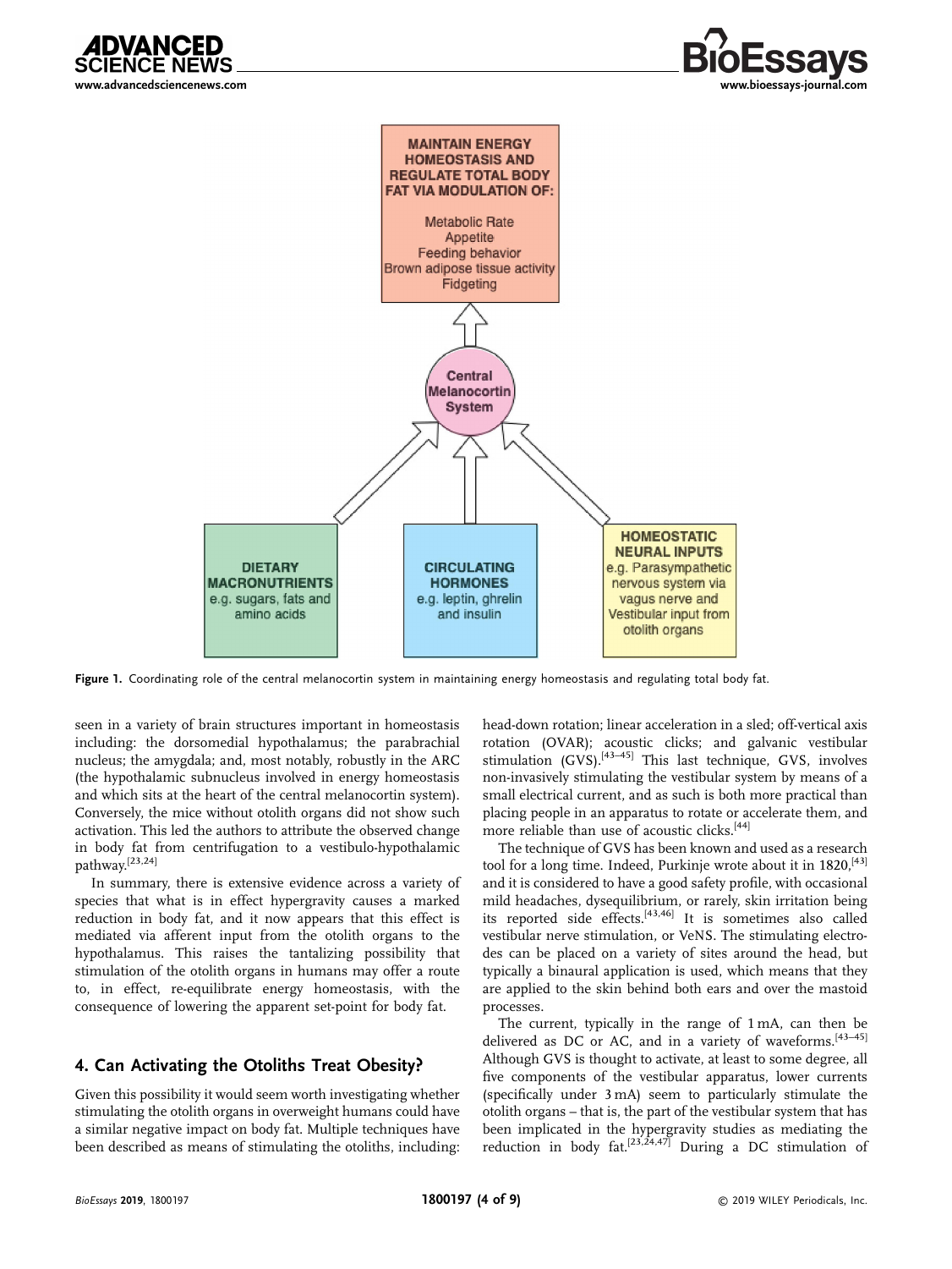Figure 1. Coordinating role of the central melanocortin system in maintaining energy homeostasis and regulating total body fat.

seen in a variety of brain structures important in homeostasis including: the dorsomedial hypothalamus; the parabrachial nucleus; the amygdala; and, most notably, robustly in the ARC (the hypothalamic subnucleus involved in energy homeostasis and which sits at the heart of the central melanocortin system). Conversely, the mice without otolith organs did not show such activation. This led the authors to attribute the observed change in body fat from centrifugation to a vestibulo-hypothalamic pathway.[23,24]

In summary, there is extensive evidence across a variety of species that what is in effect hypergravity causes a marked reduction in body fat, and it now appears that this effect is mediated via afferent input from the otolith organs to the hypothalamus. This raises the tantalizing possibility that stimulation of the otolith organs in humans may offer a route to, in effect, re-equilibrate energy homeostasis, with the consequence of lowering the apparent set-point for body fat.

## 4. Can Activating the Otoliths Treat Obesity?

Given this possibility it would seem worth investigating whether stimulating the otolith organs in overweight humans could have a similar negative impact on body fat. Multiple techniques have been described as means of stimulating the otoliths, including: head-down rotation; linear acceleration in a sled; off-vertical axis rotation (OVAR); acoustic clicks; and galvanic vestibular stimulation (GVS).[43–45] This last technique, GVS, involves non-invasively stimulating the vestibular system by means of a small electrical current, and as such is both more practical than placing people in an apparatus to rotate or accelerate them, and more reliable than use of acoustic clicks.[44]

The technique of GVS has been known and used as a research tool for a long time. Indeed, Purkinje wrote about it in 1820,[43] and it is considered to have a good safety profile, with occasional mild headaches, dysequilibrium, or rarely, skin irritation being its reported side effects.[43,46] It is sometimes also called vestibular nerve stimulation, or VeNS. The stimulating electrodes can be placed on a variety of sites around the head, but typically a binaural application is used, which means that they are applied to the skin behind both ears and over the mastoid processes.

The current, typically in the range of 1 mA, can then be delivered as DC or AC, and in a variety of waveforms.[43–45] Although GVS is thought to activate, at least to some degree, all five components of the vestibular apparatus, lower currents (specifically under 3 mA) seem to particularly stimulate the otolith organs – that is, the part of the vestibular system that has been implicated in the hypergravity studies as mediating the reduction in body fat.[23,24,47] During a DC stimulation of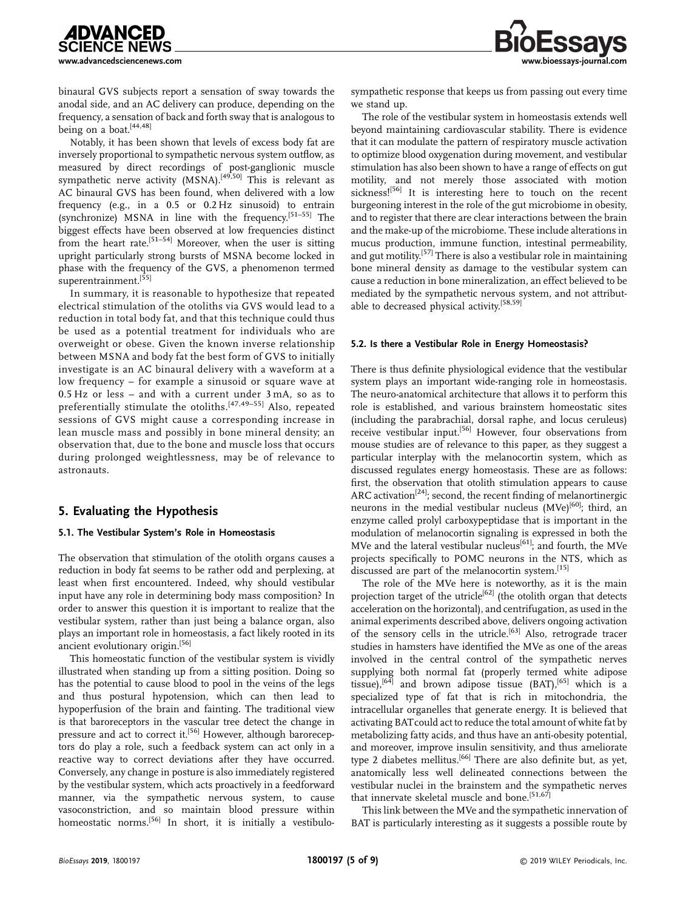binaural GVS subjects report a sensation of sway towards the anodal side, and an AC delivery can produce, depending on the frequency, a sensation of back and forth sway that is analogous to being on a boat.[44,48]

Notably, it has been shown that levels of excess body fat are inversely proportional to sympathetic nervous system outflow, as measured by direct recordings of post-ganglionic muscle sympathetic nerve activity (MSNA).[49,50] This is relevant as AC binaural GVS has been found, when delivered with a low frequency (e.g., in a 0.5 or 0.2 Hz sinusoid) to entrain (synchronize) MSNA in line with the frequency.[51–55] The biggest effects have been observed at low frequencies distinct from the heart rate.[51–54] Moreover, when the user is sitting upright particularly strong bursts of MSNA become locked in phase with the frequency of the GVS, a phenomenon termed superentrainment.[55]

In summary, it is reasonable to hypothesize that repeated electrical stimulation of the otoliths via GVS would lead to a reduction in total body fat, and that this technique could thus be used as a potential treatment for individuals who are overweight or obese. Given the known inverse relationship between MSNA and body fat the best form of GVS to initially investigate is an AC binaural delivery with a waveform at a low frequency – for example a sinusoid or square wave at 0.5 Hz or less – and with a current under 3 mA, so as to preferentially stimulate the otoliths.[47,49–55] Also, repeated sessions of GVS might cause a corresponding increase in lean muscle mass and possibly in bone mineral density; an observation that, due to the bone and muscle loss that occurs during prolonged weightlessness, may be of relevance to astronauts.

## 5. Evaluating the Hypothesis

### 5.1. The Vestibular System's Role in Homeostasis

The observation that stimulation of the otolith organs causes a reduction in body fat seems to be rather odd and perplexing, at least when first encountered. Indeed, why should vestibular input have any role in determining body mass composition? In order to answer this question it is important to realize that the vestibular system, rather than just being a balance organ, also plays an important role in homeostasis, a fact likely rooted in its ancient evolutionary origin.[56]

This homeostatic function of the vestibular system is vividly illustrated when standing up from a sitting position. Doing so has the potential to cause blood to pool in the veins of the legs and thus postural hypotension, which can then lead to hypoperfusion of the brain and fainting. The traditional view is that baroreceptors in the vascular tree detect the change in pressure and act to correct it.[56] However, although baroreceptors do play a role, such a feedback system can act only in a reactive way to correct deviations after they have occurred. Conversely, any change in posture is also immediately registered by the vestibular system, which acts proactively in a feedforward manner, via the sympathetic nervous system, to cause vasoconstriction, and so maintain blood pressure within homeostatic norms.[56] In short, it is initially a vestibulo-sympathetic response that keeps us from passing out every time we stand up.

The role of the vestibular system in homeostasis extends well beyond maintaining cardiovascular stability. There is evidence that it can modulate the pattern of respiratory muscle activation to optimize blood oxygenation during movement, and vestibular stimulation has also been shown to have a range of effects on gut motility, and not merely those associated with motion sickness![56] It is interesting here to touch on the recent burgeoning interest in the role of the gut microbiome in obesity, and to register that there are clear interactions between the brain and the make-up of the microbiome. These include alterations in mucus production, immune function, intestinal permeability, and gut motility.[57] There is also a vestibular role in maintaining bone mineral density as damage to the vestibular system can cause a reduction in bone mineralization, an effect believed to be mediated by the sympathetic nervous system, and not attributable to decreased physical activity.[58,59]

### 5.2. Is there a Vestibular Role in Energy Homeostasis?

There is thus definite physiological evidence that the vestibular system plays an important wide-ranging role in homeostasis. The neuro-anatomical architecture that allows it to perform this role is established, and various brainstem homeostatic sites (including the parabrachial, dorsal raphe, and locus ceruleus) receive vestibular input.[56] However, four observations from mouse studies are of relevance to this paper, as they suggest a particular interplay with the melanocortin system, which as discussed regulates energy homeostasis. These are as follows: first, the observation that otolith stimulation appears to cause ARC activation[24]; second, the recent finding of melanortinergic neurons in the medial vestibular nucleus (MVe)[60]; third, an enzyme called prolyl carboxypeptidase that is important in the modulation of melanocortin signaling is expressed in both the MVe and the lateral vestibular nucleus[61]; and fourth, the MVe projects specifically to POMC neurons in the NTS, which as discussed are part of the melanocortin system.[15]

The role of the MVe here is noteworthy, as it is the main projection target of the utricle[62] (the otolith organ that detects acceleration on the horizontal), and centrifugation, as used in the animal experiments described above, delivers ongoing activation of the sensory cells in the utricle.[63] Also, retrograde tracer studies in hamsters have identified the MVe as one of the areas involved in the central control of the sympathetic nerves supplying both normal fat (properly termed white adipose tissue),[64] and brown adipose tissue (BAT),[65] which is a specialized type of fat that is rich in mitochondria, the intracellular organelles that generate energy. It is believed that activating BAT could act to reduce the total amount of white fat by metabolizing fatty acids, and thus have an anti-obesity potential, and moreover, improve insulin sensitivity, and thus ameliorate type 2 diabetes mellitus.[66] There are also definite but, as yet, anatomically less well delineated connections between the vestibular nuclei in the brainstem and the sympathetic nerves that innervate skeletal muscle and bone.[51,67]

This link between the MVe and the sympathetic innervation of BAT is particularly interesting as it suggests a possible route by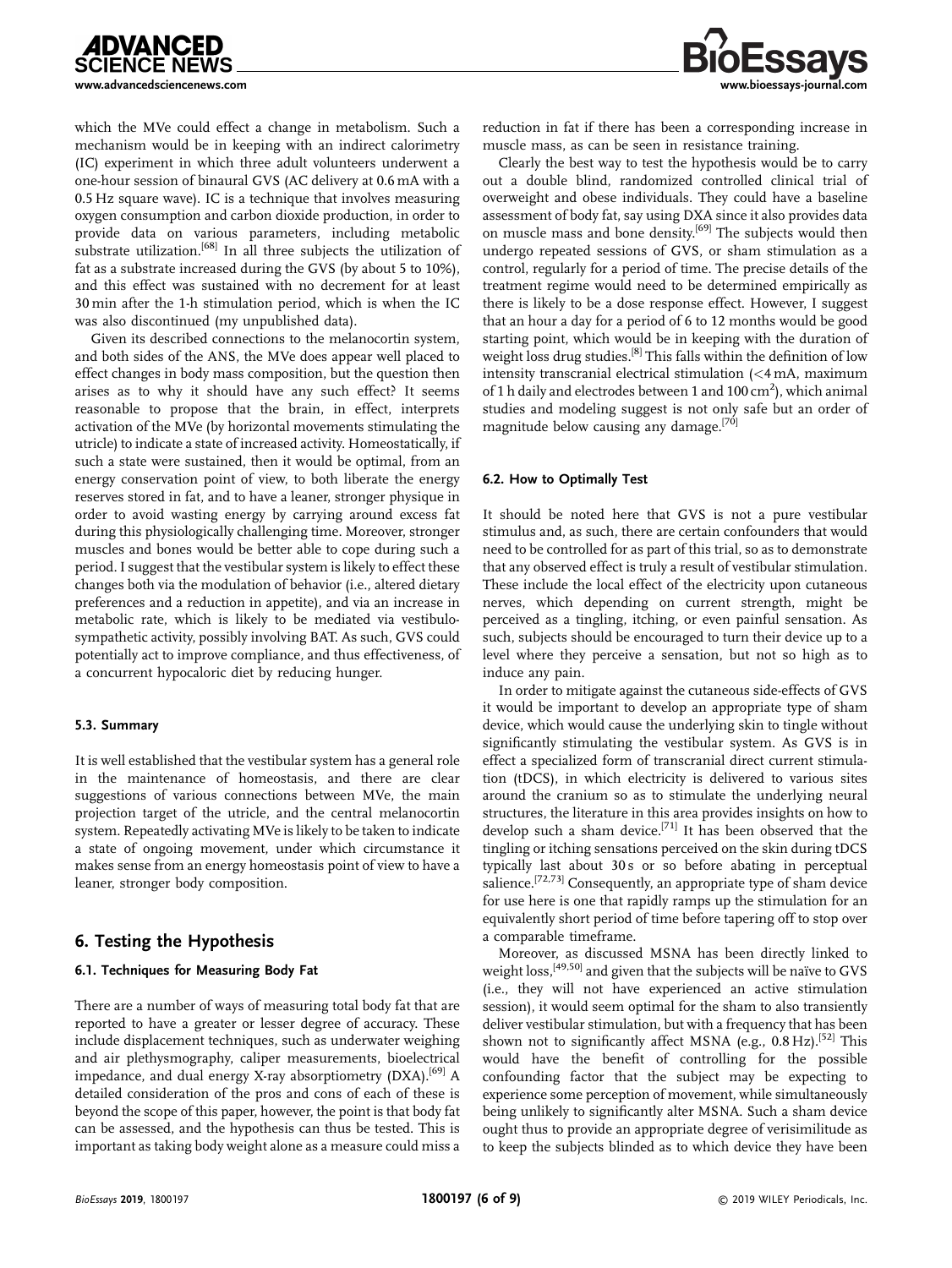which the MVe could effect a change in metabolism. Such a mechanism would be in keeping with an indirect calorimetry (IC) experiment in which three adult volunteers underwent a one-hour session of binaural GVS (AC delivery at 0.6 mA with a 0.5 Hz square wave). IC is a technique that involves measuring oxygen consumption and carbon dioxide production, in order to provide data on various parameters, including metabolic substrate utilization.[68] In all three subjects the utilization of fat as a substrate increased during the GVS (by about 5 to 10%), and this effect was sustained with no decrement for at least 30 min after the 1-h stimulation period, which is when the IC was also discontinued (my unpublished data).

Given its described connections to the melanocortin system, and both sides of the ANS, the MVe does appear well placed to effect changes in body mass composition, but the question then arises as to why it should have any such effect? It seems reasonable to propose that the brain, in effect, interprets activation of the MVe (by horizontal movements stimulating the utricle) to indicate a state of increased activity. Homeostatically, if such a state were sustained, then it would be optimal, from an energy conservation point of view, to both liberate the energy reserves stored in fat, and to have a leaner, stronger physique in order to avoid wasting energy by carrying around excess fat during this physiologically challenging time. Moreover, stronger muscles and bones would be better able to cope during such a period. I suggest that the vestibular system is likely to effect these changes both via the modulation of behavior (i.e., altered dietary preferences and a reduction in appetite), and via an increase in metabolic rate, which is likely to be mediated via vestibulo-sympathetic activity, possibly involving BAT. As such, GVS could potentially act to improve compliance, and thus effectiveness, of a concurrent hypocaloric diet by reducing hunger.

### 5.3. Summary

It is well established that the vestibular system has a general role in the maintenance of homeostasis, and there are clear suggestions of various connections between MVe, the main projection target of the utricle, and the central melanocortin system. Repeatedly activating MVe is likely to be taken to indicate a state of ongoing movement, under which circumstance it makes sense from an energy homeostasis point of view to have a leaner, stronger body composition.

## 6. Testing the Hypothesis

### 6.1. Techniques for Measuring Body Fat

There are a number of ways of measuring total body fat that are reported to have a greater or lesser degree of accuracy. These include displacement techniques, such as underwater weighing and air plethysmography, caliper measurements, bioelectrical impedance, and dual energy X-ray absorptiometry (DXA).[69] A detailed consideration of the pros and cons of each of these is beyond the scope of this paper, however, the point is that body fat can be assessed, and the hypothesis can thus be tested. This is important as taking body weight alone as a measure could miss a reduction in fat if there has been a corresponding increase in muscle mass, as can be seen in resistance training.

Clearly the best way to test the hypothesis would be to carry out a double blind, randomized controlled clinical trial of overweight and obese individuals. They could have a baseline assessment of body fat, say using DXA since it also provides data on muscle mass and bone density.[69] The subjects would then undergo repeated sessions of GVS, or sham stimulation as a control, regularly for a period of time. The precise details of the treatment regime would need to be determined empirically as there is likely to be a dose response effect. However, I suggest that an hour a day for a period of 6 to 12 months would be good starting point, which would be in keeping with the duration of weight loss drug studies.[8] This falls within the definition of low intensity transcranial electrical stimulation (<4 mA, maximum of 1 h daily and electrodes between 1 and 100 $cm^2$), which animal studies and modeling suggest is not only safe but an order of magnitude below causing any damage.[70]

### 6.2. How to Optimally Test

It should be noted here that GVS is not a pure vestibular stimulus and, as such, there are certain confounders that would need to be controlled for as part of this trial, so as to demonstrate that any observed effect is truly a result of vestibular stimulation. These include the local effect of the electricity upon cutaneous nerves, which depending on current strength, might be perceived as a tingling, itching, or even painful sensation. As such, subjects should be encouraged to turn their device up to a level where they perceive a sensation, but not so high as to induce any pain.

In order to mitigate against the cutaneous side-effects of GVS it would be important to develop an appropriate type of sham device, which would cause the underlying skin to tingle without significantly stimulating the vestibular system. As GVS is in effect a specialized form of transcranial direct current stimulation (tDCS), in which electricity is delivered to various sites around the cranium so as to stimulate the underlying neural structures, the literature in this area provides insights on how to develop such a sham device.[71] It has been observed that the tingling or itching sensations perceived on the skin during tDCS typically last about 30 s or so before abating in perceptual salience.[72,73] Consequently, an appropriate type of sham device for use here is one that rapidly ramps up the stimulation for an equivalently short period of time before tapering off to stop over a comparable timeframe.

Moreover, as discussed MSNA has been directly linked to weight loss,[49,50] and given that the subjects will be naïve to GVS (i.e., they will not have experienced an active stimulation session), it would seem optimal for the sham to also transiently deliver vestibular stimulation, but with a frequency that has been shown not to significantly affect MSNA (e.g., 0.8 Hz).[52] This would have the benefit of controlling for the possible confounding factor that the subject may be expecting to experience some perception of movement, while simultaneously being unlikely to significantly alter MSNA. Such a sham device ought thus to provide an appropriate degree of verisimilitude as to keep the subjects blinded as to which device they have been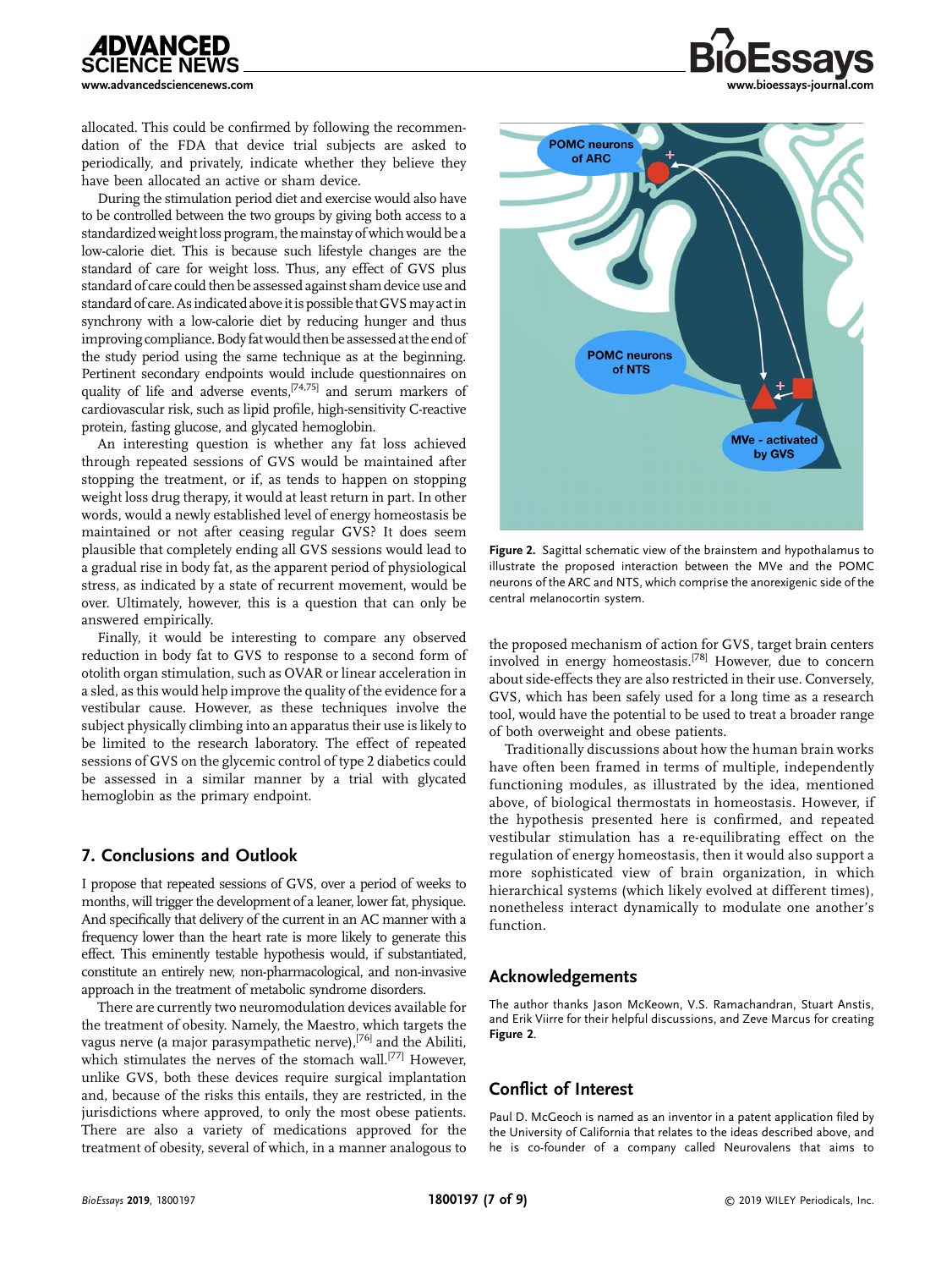allocated. This could be confirmed by following the recommendation of the FDA that device trial subjects are asked to periodically, and privately, indicate whether they believe they have been allocated an active or sham device.

During the stimulation period diet and exercise would also have to be controlled between the two groups by giving both access to a standardized weight loss program, the mainstay of which would be a low-calorie diet. This is because such lifestyle changes are the standard of care for weight loss. Thus, any effect of GVS plus standard of care could then be assessed against sham device use and standard of care. As indicated above it is possible that GVS may act in synchrony with a low-calorie diet by reducing hunger and thus improving compliance. Body fat would then be assessed at the end of the study period using the same technique as at the beginning. Pertinent secondary endpoints would include questionnaires on quality of life and adverse events,[74,75] and serum markers of cardiovascular risk, such as lipid profile, high-sensitivity C-reactive protein, fasting glucose, and glycated hemoglobin.

An interesting question is whether any fat loss achieved through repeated sessions of GVS would be maintained after stopping the treatment, or if, as tends to happen on stopping weight loss drug therapy, it would at least return in part. In other words, would a newly established level of energy homeostasis be maintained or not after ceasing regular GVS? It does seem plausible that completely ending all GVS sessions would lead to a gradual rise in body fat, as the apparent period of physiological stress, as indicated by a state of recurrent movement, would be over. Ultimately, however, this is a question that can only be answered empirically.

Finally, it would be interesting to compare any observed reduction in body fat to GVS to response to a second form of otolith organ stimulation, such as OVAR or linear acceleration in a sled, as this would help improve the quality of the evidence for a vestibular cause. However, as these techniques involve the subject physically climbing into an apparatus their use is likely to be limited to the research laboratory. The effect of repeated sessions of GVS on the glycemic control of type 2 diabetics could be assessed in a similar manner by a trial with glycated hemoglobin as the primary endpoint.

## 7. Conclusions and Outlook

I propose that repeated sessions of GVS, over a period of weeks to months, will trigger the development of a leaner, lower fat, physique. And specifically that delivery of the current in an AC manner with a frequency lower than the heart rate is more likely to generate this effect. This eminently testable hypothesis would, if substantiated, constitute an entirely new, non-pharmacological, and non-invasive approach in the treatment of metabolic syndrome disorders.

There are currently two neuromodulation devices available for the treatment of obesity. Namely, the Maestro, which targets the vagus nerve (a major parasympathetic nerve),[76] and the Abiliti, which stimulates the nerves of the stomach wall.[77] However, unlike GVS, both these devices require surgical implantation and, because of the risks this entails, they are restricted, in the jurisdictions where approved, to only the most obese patients. There are also a variety of medications approved for the treatment of obesity, several of which, in a manner analogous to

POMC neurons of ARC

POMC neurons of NTS

MVe - activated by GVS

Figure 2. Sagittal schematic view of the brainstem and hypothalamus to illustrate the proposed interaction between the MVe and the POMC neurons of the ARC and NTS, which comprise the anorexigenic side of the central melanocortin system.

the proposed mechanism of action for GVS, target brain centers involved in energy homeostasis.[78] However, due to concern about side-effects they are also restricted in their use. Conversely, GVS, which has been safely used for a long time as a research tool, would have the potential to be used to treat a broader range of both overweight and obese patients.

Traditionally discussions about how the human brain works have often been framed in terms of multiple, independently functioning modules, as illustrated by the idea, mentioned above, of biological thermostats in homeostasis. However, if the hypothesis presented here is confirmed, and repeated vestibular stimulation has a re-equilibrating effect on the regulation of energy homeostasis, then it would also support a more sophisticated view of brain organization, in which hierarchical systems (which likely evolved at different times), nonetheless interact dynamically to modulate one another's function.

## Acknowledgements

The author thanks Jason McKeown, V.S. Ramachandran, Stuart Anstis, and Erik Viirre for their helpful discussions, and Zeve Marcus for creating **Figure 2**.

## Conflict of Interest

Paul D. McGeoch is named as an inventor in a patent application filed by the University of California that relates to the ideas described above, and he is co-founder of a company called Neurovalens that aims to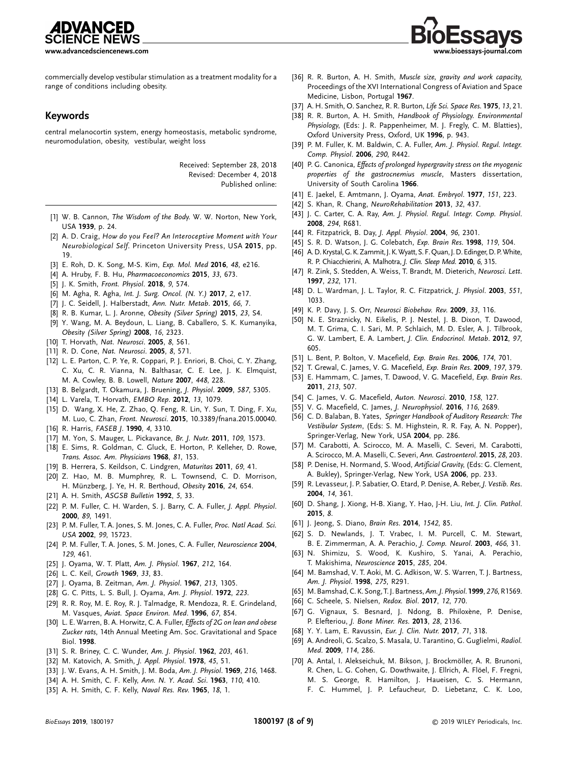commercially develop vestibular stimulation as a treatment modality for a range of conditions including obesity.

## Keywords

central melanocortin system, energy homeostasis, metabolic syndrome, neuromodulation, obesity, vestibular, weight loss

Received: September 28, 2018
Revised: December 4, 2018
Published online:

- [1] W. B. Cannon, *The Wisdom of the Body*. W. W. Norton, New York, USA **1939**, p. 24.
- [2] A. D. Craig, *How do you Feel? An Interoceptive Moment with Your Neurobiological Self*. Princeton University Press, USA **2015**, pp. 19.
- [3] E. Roh, D. K. Song, M-S. Kim, *Exp. Mol. Med* **2016**, *48*, e216.
- [4] A. Hruby, F. B. Hu, *Pharmacoeconomics* **2015**, *33*, 673.
- [5] J. K. Smith, *Front. Physiol.* **2018**, *9*, 574.
- [6] M. Agha, R. Agha, *Int. J. Surg. Oncol. (N. Y.)* **2017**, *2*, e17.
- [7] J. C. Seidell, J. Halberstadt, *Ann. Nutr. Metab*. **2015**, *66*, 7.
- [8] R. B. Kumar, L. J. Aronne, *Obesity (Silver Spring)* **2015**, *23*, S4.
- [9] Y. Wang, M. A. Beydoun, L. Liang, B. Caballero, S. K. Kumanyika, *Obesity (Silver Spring)* **2008**, *16*, 2323.
- [10] T. Horvath, *Nat. Neurosci*. **2005**, *8*, 561.
- [11] R. D. Cone, *Nat. Neurosci*. **2005**, *8*, 571.
- [12] L. E. Parton, C. P. Ye, R. Coppari, P. J. Enriori, B. Choi, C. Y. Zhang, C. Xu, C. R. Vianna, N. Balthasar, C. E. Lee, J. K. Elmquist, M. A. Cowley, B. B. Lowell, *Nature* **2007**, *448*, 228.
- [13] B. Belgardt, T. Okamura, J. Bruening, *J. Physiol*. **2009**, *587*, 5305.
- [14] L. Varela, T. Horvath, *EMBO Rep*. **2012**, *13*, 1079.
- [15] D. Wang, X. He, Z. Zhao, Q. Feng, R. Lin, Y. Sun, T. Ding, F. Xu, M. Luo, C. Zhan, *Front. Neurosci*. **2015**, 10.3389/fnana.2015.00040.
- [16] R. Harris, *FASEB J*. **1990**, *4*, 3310.
- [17] M. Yon, S. Mauger, L. Pickavance, *Br. J. Nutr.* **2011**, *109*, 1573.
- [18] E. Sims, R. Goldman, C. Gluck, E. Horton, P. Kelleher, D. Rowe, *Trans. Assoc. Am. Physicians* **1968**, *81*, 153.
- [19] B. Herrera, S. Keildson, C. Lindgren, *Maturitas* **2011**, *69*, 41.
- [20] Z. Hao, M. B. Mumphrey, R. L. Townsend, C. D. Morrison, H. Münzberg, J. Ye, H. R. Berthoud, *Obesity* **2016**, *24*, 654.
- [21] A. H. Smith, *ASGSB Bulletin* **1992**, *5*, 33.
- [22] P. M. Fuller, C. H. Warden, S. J. Barry, C. A. Fuller, *J. Appl. Physiol*. **2000**, *89*, 1491.
- [23] P. M. Fuller, T. A. Jones, S. M. Jones, C. A. Fuller, *Proc. Natl Acad. Sci. USA* **2002**, *99*, 15723.
- [24] P. M. Fuller, T. A. Jones, S. M. Jones, C. A. Fuller, *Neuroscience* **2004**, *129*, 461.
- [25] J. Oyama, W. T. Platt, *Am. J. Physiol*. **1967**, *212*, 164.
- [26] L. C. Keil, *Growth* **1969**, *33*, 83.
- [27] J. Oyama, B. Zeitman, *Am. J. Physiol*. **1967**, *213*, 1305.
- [28] G. C. Pitts, L. S. Bull, J. Oyama, *Am. J. Physiol*. **1972**, *223*.
- [29] R. R. Roy, M. E. Roy, R. J. Talmadge, R. Mendoza, R. E. Grindeland, M. Vasques, *Aviat. Space Environ. Med*. **1996**, *67*, 854.
- [30] L. E. Warren, B. A. Horwitz, C. A. Fuller, *Effects of 2G on lean and obese Zucker rats*, 14th Annual Meeting Am. Soc. Gravitational and Space Biol. **1998**.
- [31] S. R. Briney, C. C. Wunder, *Am. J. Physiol*. **1962**, *203*, 461.
- [32] M. Katovich, A. Smith, *J. Appl. Physiol*. **1978**, *45*, 51.
- [33] J. W. Evans, A. H. Smith, J. M. Boda, *Am. J. Physiol*. **1969**, *216*, 1468.
- [34] A. H. Smith, C. F. Kelly, *Ann. N. Y. Acad. Sci*. **1963**, *110*, 410.
- [35] A. H. Smith, C. F. Kelly, *Naval Res. Rev*. **1965**, *18*, 1.
- [36] R. R. Burton, A. H. Smith, *Muscle size, gravity and work capacity*, Proceedings of the XVI International Congress of Aviation and Space Medicine, Lisbon, Portugal **1967**.
- [37] A. H. Smith, O. Sanchez, R. R. Burton, *Life Sci. Space Res*. **1975**, *13*, 21.
- [38] R. R. Burton, A. H. Smith, *Handbook of Physiology. Environmental Physiology*, (Eds: J. R. Pappenheimer, M. J. Fregly, C. M. Blatties), Oxford University Press, Oxford, UK **1996**, p. 943.
- [39] P. M. Fuller, K. M. Baldwin, C. A. Fuller, *Am. J. Physiol. Regul. Integr. Comp. Physiol*. **2006**, *290*, R442.
- [40] P. G. Canonica, *Effects of prolonged hypergravity stress on the myogenic properties of the gastrocnemius muscle*, Masters dissertation, University of South Carolina **1966**.
- [41] E. Jaekel, E. Amtmann, J. Oyama, *Anat. Embryol*. **1977**, *151*, 223.
- [42] S. Khan, R. Chang, *NeuroRehabilitation* **2013**, *32*, 437.
- [43] J. C. Carter, C. A. Ray, *Am. J. Physiol. Regul. Integr. Comp. Physiol*. **2008**, *294*, R681.
- [44] R. Fitzpatrick, B. Day, *J. Appl. Physiol*. **2004**, *96*, 2301.
- [45] S. R. D. Watson, J. G. Colebatch, *Exp. Brain Res*. **1998**, *119*, 504.
- [46] A. D. Krystal, G. K. Zammit, J. K. Wyatt, S. F. Quan, J. D. Edinger, D. P. White, R. P. Chiacchierini, A. Malhotra, *J. Clin. Sleep Med*. **2010**, *6*, 315.
- [47] R. Zink, S. Stedden, A. Weiss, T. Brandt, M. Dieterich, *Neurosci. Lett*. **1997**, *232*, 171.
- [48] D. L. Wardman, J. L. Taylor, R. C. Fitzpatrick, *J. Physiol*. **2003**, *551*, 1033.
- [49] K. P. Davy, J. S. Orr, *Neurosci Biobehav. Rev*. **2009**, *33*, 116.
- [50] N. E. Straznicky, N. Eikelis, P. J. Nestel, J. B. Dixon, T. Dawood, M. T. Grima, C. I. Sari, M. P. Schlaich, M. D. Esler, A. J. Tilbrook, G. W. Lambert, E. A. Lambert, *J. Clin. Endocrinol. Metab*. **2012**, *97*, 605.
- [51] L. Bent, P. Bolton, V. Macefield, *Exp. Brain Res*. **2006**, *174*, 701.
- [52] T. Grewal, C. James, V. G. Macefield, *Exp. Brain Res*. **2009**, *197*, 379.
- [53] E. Hammam, C. James, T. Dawood, V. G. Macefield, *Exp. Brain Res*. **2011**, *213*, 507.
- [54] C. James, V. G. Macefield, *Auton. Neurosci*. **2010**, *158*, 127.
- [55] V. G. Macefield, C. James, *J. Neurophysiol*. **2016**, *116*, 2689.
- [56] C. D. Balaban, B. J. Yates, *Springer Handbook of Auditory Research: The Vestibular System*, (Eds: S. M. Highstein, R. R. Fay, A. N. Popper), Springer-Verlag, New York, USA **2004**, pp. 286.
- [57] M. Carabotti, A. Scirocco, M. A. Maselli, C. Severi, M. Carabotti, A. Scirocco, M. A. Maselli, C. Severi, *Ann. Gastroenterol*. **2015**, *28*, 203.
- [58] P. Denise, H. Normand, S. Wood, *Artificial Gravity*, (Eds: G. Clement, A. Bukley), Springer-Verlag, New York, USA **2006**, pp. 233.
- [59] R. Levasseur, J. P. Sabatier, O. Etard, P. Denise, A. Reber, *J. Vestib. Res*. **2004**, *14*, 361.
- [60] D. Shang, J. Xiong, H-B. Xiang, Y. Hao, J-H. Liu, *Int. J. Clin. Pathol*. **2015**, *8*.
- [61] J. Jeong, S. Diano, *Brain Res*. **2014**, *1542*, 85.
- [62] S. D. Newlands, J. T. Vrabec, I. M. Purcell, C. M. Stewart, B. E. Zimmerman, A. A. Perachio, *J. Comp. Neurol*. **2003**, *466*, 31.
- [63] N. Shimizu, S. Wood, K. Kushiro, S. Yanai, A. Perachio, T. Makishima, *Neuroscience* **2015**, *285*, 204.
- [64] M. Bamshad, V. T. Aoki, M. G. Adkison, W. S. Warren, T. J. Bartness, *Am. J. Physiol*. **1998**, *275*, R291.
- [65] M. Bamshad, C. K. Song, T. J. Bartness, *Am. J. Physiol*. **1999**, *276*, R1569.
- [66] C. Scheele, S. Nielsen, *Redox. Biol*. **2017**, *12*, 770.
- [67] G. Vignaux, S. Besnard, J. Ndong, B. Philoxène, P. Denise, P. Elefteriou, *J. Bone Miner. Res*. **2013**, *28*, 2136.
- [68] Y. Y. Lam, E. Ravussin, *Eur. J. Clin. Nutr*. **2017**, *71*, 318.
- [69] A. Andreoli, G. Scalzo, S. Masala, U. Tarantino, G. Guglielmi, *Radiol. Med*. **2009**, *114*, 286.
- [70] A. Antal, I. Alekseichuk, M. Bikson, J. Brockmöller, A. R. Brunoni, R. Chen, L. G. Cohen, G. Dowthwaite, J. Ellrich, A. Flöel, F. Fregni, M. S. George, R. Hamilton, J. Haueisen, C. S. Hermann, F. C. Hummel, J. P. Lefaucheur, D. Liebetanz, C. K. Loo,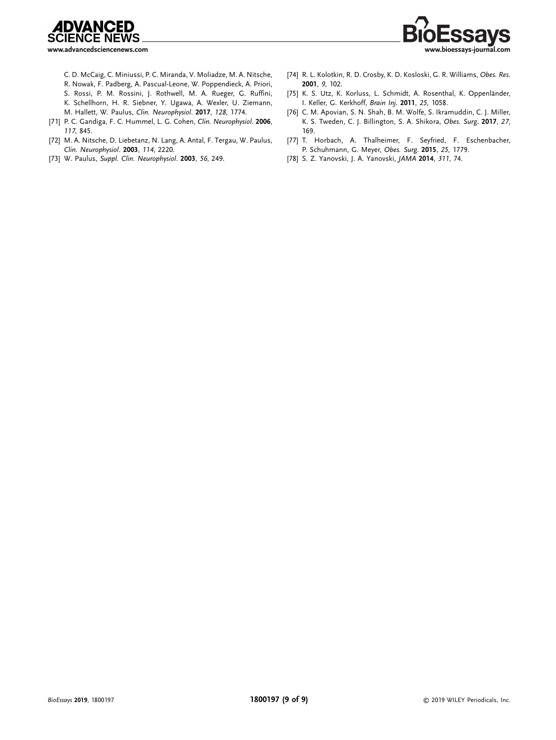C. D. McCaig, C. Miniussi, P. C. Miranda, V. Moliadze, M. A. Nitsche, R. Nowak, F. Padberg, A. Pascual-Leone, W. Poppendieck, A. Priori, S. Rossi, P. M. Rossini, J. Rothwell, M. A. Rueger, G. Ruffini, K. Schellhorn, H. R. Siebner, Y. Ugawa, A. Wexler, U. Ziemann, M. Hallett, W. Paulus, *Clin. Neurophysiol*. **2017**, *128*, 1774.

[71] P. C. Gandiga, F. C. Hummel, L. G. Cohen, *Clin. Neurophysiol*. **2006**, *117*, 845.

[72] M. A. Nitsche, D. Liebetanz, N. Lang, A. Antal, F. Tergau, W. Paulus, *Clin. Neurophysiol*. **2003**, *114*, 2220.

[73] W. Paulus, *Suppl. Clin. Neurophysiol*. **2003**, *56*, 249.

[74] R. L. Kolotkin, R. D. Crosby, K. D. Kosloski, G. R. Williams, *Obes. Res*. **2001**, *9*, 102.

[75] K. S. Utz, K. Korluss, L. Schmidt, A. Rosenthal, K. Oppenländer, I. Keller, G. Kerkhoff, *Brain Inj*. **2011**, *25*, 1058.

[76] C. M. Apovian, S. N. Shah, B. M. Wolfe, S. Ikramuddin, C. J. Miller, K. S. Tweden, C. J. Billington, S. A. Shikora, *Obes. Surg*. **2017**, *27*, 169.

[77] T. Horbach, A. Thalheimer, F. Seyfried, F. Eschenbacher, P. Schuhmann, G. Meyer, *Obes. Surg*. **2015**, *25*, 1779.

[78] S. Z. Yanovski, J. A. Yanovski, *JAMA* **2014**, *311*, 74.